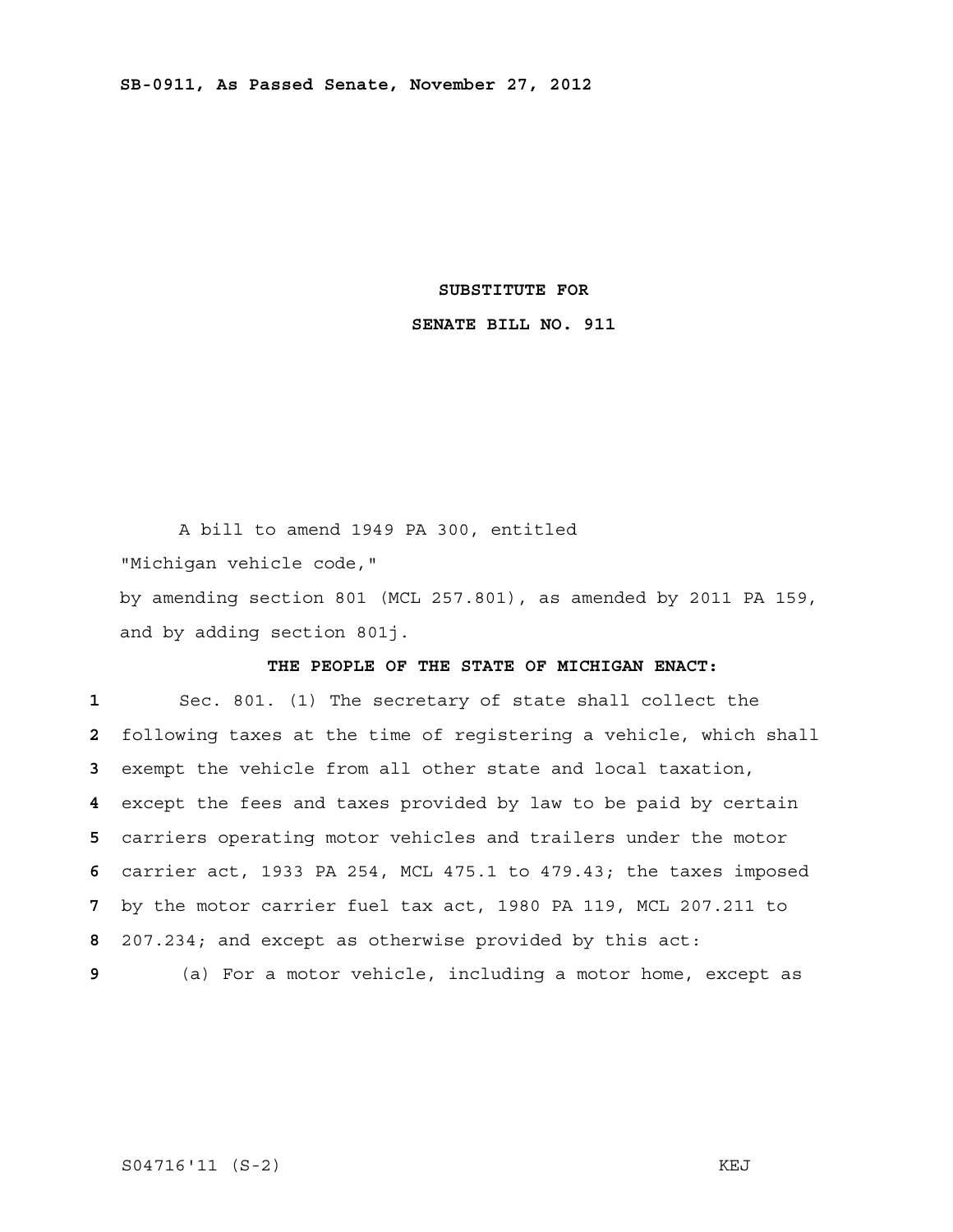**SB-0911, As Passed Senate, November 27, 2012**

**SUBSTITUTE FOR**

**SENATE BILL NO. 911**

A bill to amend 1949 PA 300, entitled

"Michigan vehicle code,"

by amending section 801 (MCL 257.801), as amended by 2011 PA 159, and by adding section 801j.

**THE PEOPLE OF THE STATE OF MICHIGAN ENACT:**

1 Sec. 801. (1) The secretary of state shall collect the
2 following taxes at the time of registering a vehicle, which shall
3 exempt the vehicle from all other state and local taxation,
4 except the fees and taxes provided by law to be paid by certain
5 carriers operating motor vehicles and trailers under the motor
6 carrier act, 1933 PA 254, MCL 475.1 to 479.43; the taxes imposed
7 by the motor carrier fuel tax act, 1980 PA 119, MCL 207.211 to
8 207.234; and except as otherwise provided by this act:
9 (a) For a motor vehicle, including a motor home, except as

S04716'11 (S-2) KEJ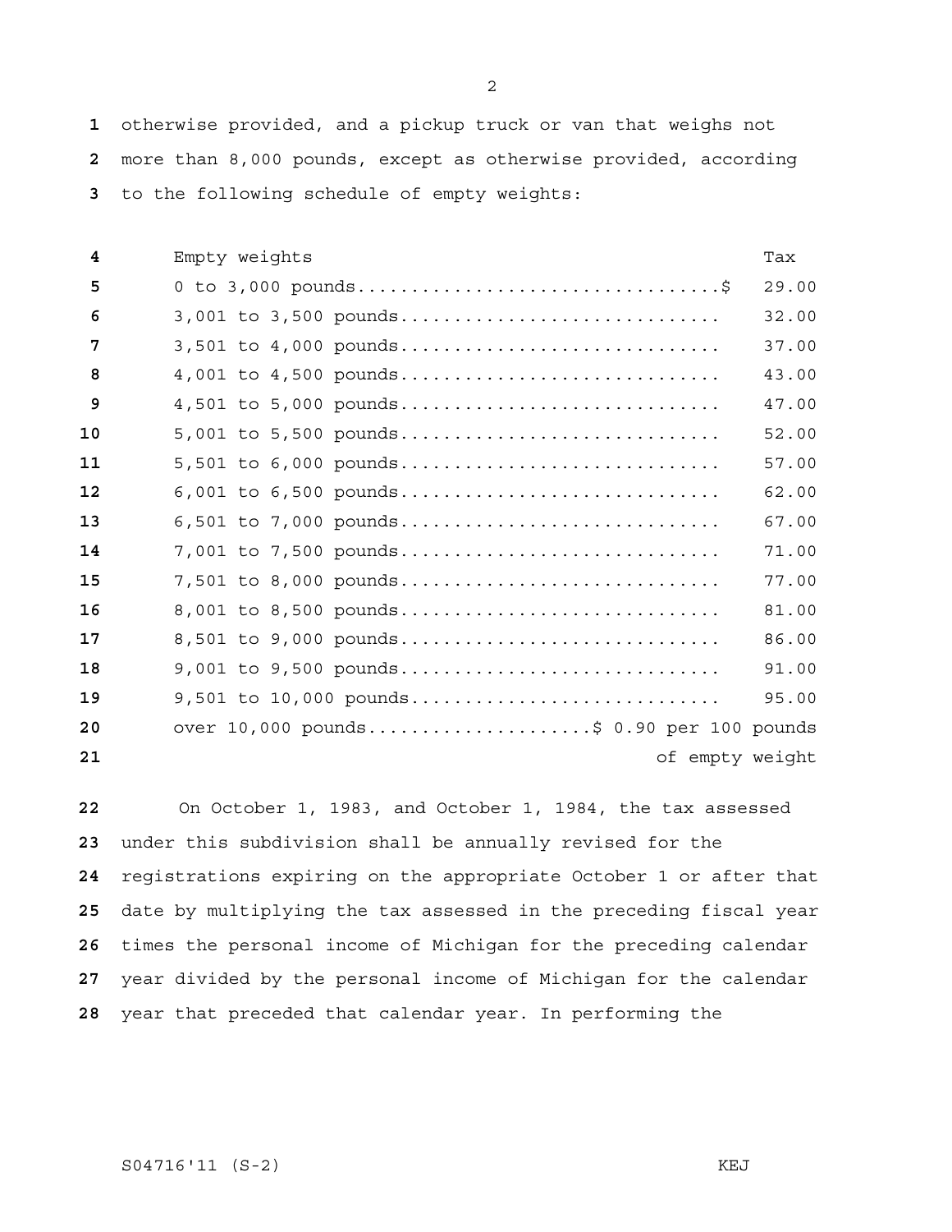otherwise provided, and a pickup truck or van that weighs not more than 8,000 pounds, except as otherwise provided, according to the following schedule of empty weights:

| Empty weights | Tax |
| --- | --- |
| 0 to 3,000 pounds | $ 29.00 |
| 3,001 to 3,500 pounds | 32.00 |
| 3,501 to 4,000 pounds | 37.00 |
| 4,001 to 4,500 pounds | 43.00 |
| 4,501 to 5,000 pounds | 47.00 |
| 5,001 to 5,500 pounds | 52.00 |
| 5,501 to 6,000 pounds | 57.00 |
| 6,001 to 6,500 pounds | 62.00 |
| 6,501 to 7,000 pounds | 67.00 |
| 7,001 to 7,500 pounds | 71.00 |
| 7,501 to 8,000 pounds | 77.00 |
| 8,001 to 8,500 pounds | 81.00 |
| 8,501 to 9,000 pounds | 86.00 |
| 9,001 to 9,500 pounds | 91.00 |
| 9,501 to 10,000 pounds | 95.00 |
| over 10,000 pounds | $ 0.90 per 100 pounds of empty weight |

On October 1, 1983, and October 1, 1984, the tax assessed under this subdivision shall be annually revised for the registrations expiring on the appropriate October 1 or after that date by multiplying the tax assessed in the preceding fiscal year times the personal income of Michigan for the preceding calendar year divided by the personal income of Michigan for the calendar year that preceded that calendar year. In performing the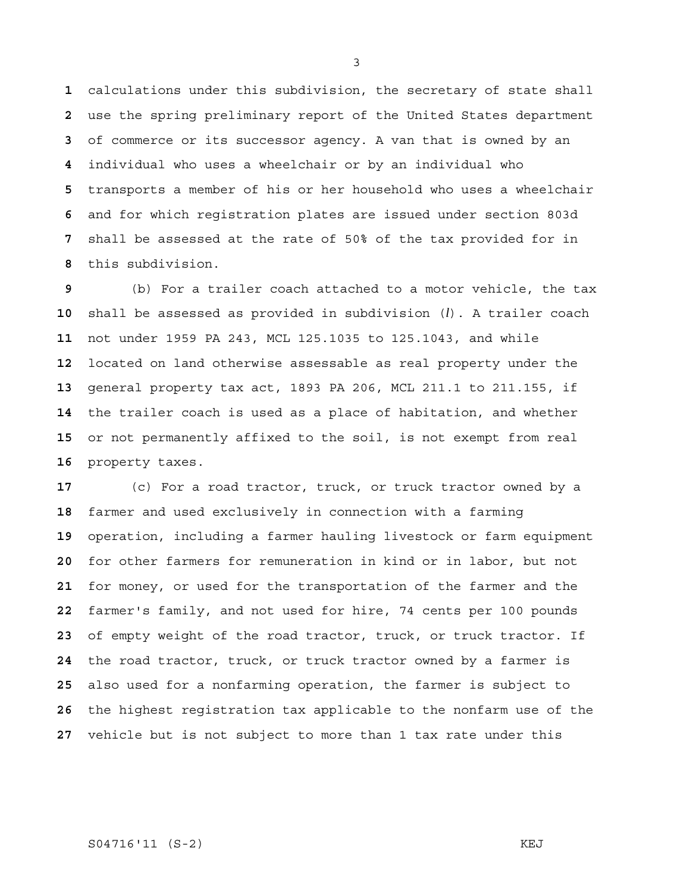calculations under this subdivision, the secretary of state shall use the spring preliminary report of the United States department of commerce or its successor agency. A van that is owned by an individual who uses a wheelchair or by an individual who transports a member of his or her household who uses a wheelchair and for which registration plates are issued under section 803d shall be assessed at the rate of 50% of the tax provided for in this subdivision.

(b) For a trailer coach attached to a motor vehicle, the tax shall be assessed as provided in subdivision (*l*). A trailer coach not under 1959 PA 243, MCL 125.1035 to 125.1043, and while located on land otherwise assessable as real property under the general property tax act, 1893 PA 206, MCL 211.1 to 211.155, if the trailer coach is used as a place of habitation, and whether or not permanently affixed to the soil, is not exempt from real property taxes.

(c) For a road tractor, truck, or truck tractor owned by a farmer and used exclusively in connection with a farming operation, including a farmer hauling livestock or farm equipment for other farmers for remuneration in kind or in labor, but not for money, or used for the transportation of the farmer and the farmer's family, and not used for hire, 74 cents per 100 pounds of empty weight of the road tractor, truck, or truck tractor. If the road tractor, truck, or truck tractor owned by a farmer is also used for a nonfarming operation, the farmer is subject to the highest registration tax applicable to the nonfarm use of the vehicle but is not subject to more than 1 tax rate under this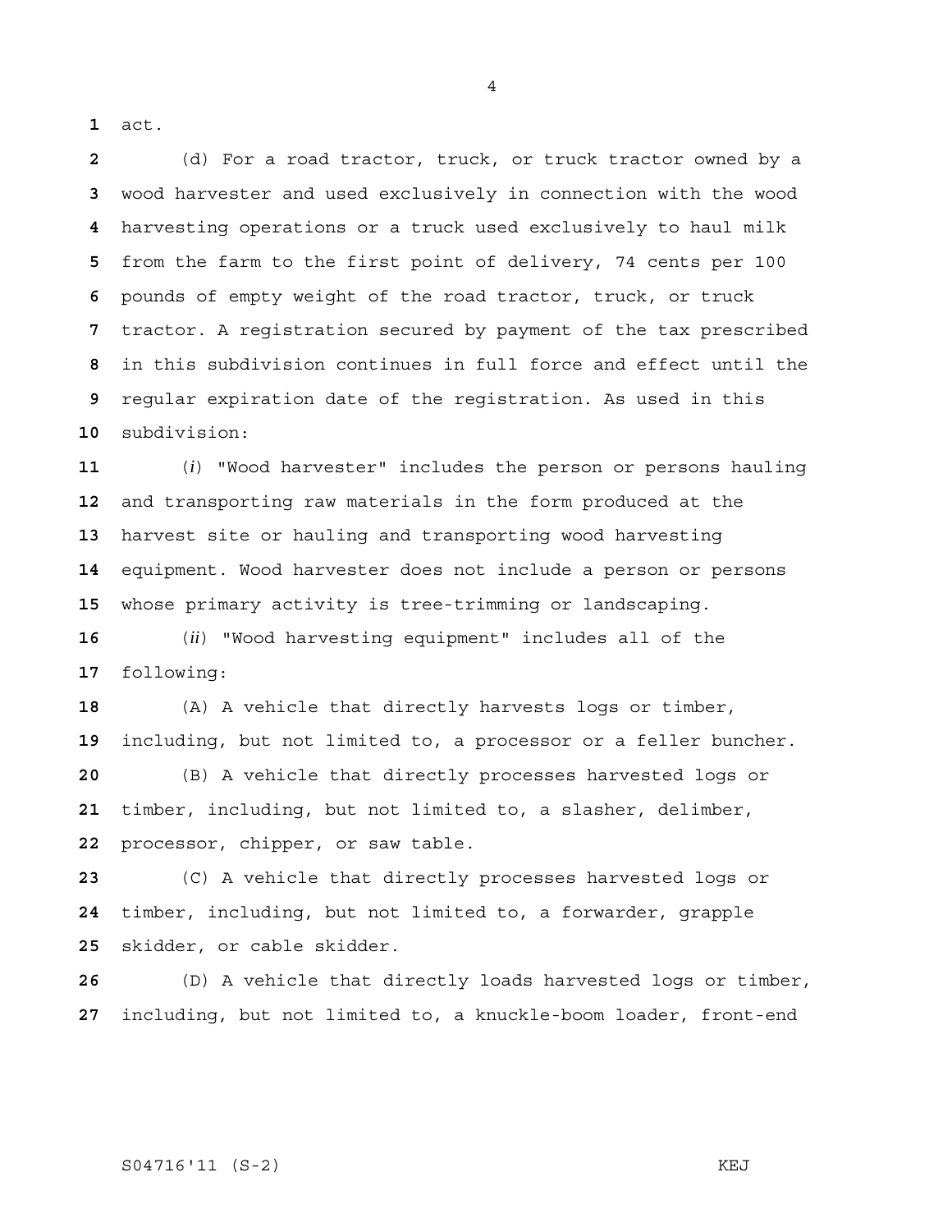act.

(d) For a road tractor, truck, or truck tractor owned by a wood harvester and used exclusively in connection with the wood harvesting operations or a truck used exclusively to haul milk from the farm to the first point of delivery, 74 cents per 100 pounds of empty weight of the road tractor, truck, or truck tractor. A registration secured by payment of the tax prescribed in this subdivision continues in full force and effect until the regular expiration date of the registration. As used in this subdivision:

(*i*) "Wood harvester" includes the person or persons hauling and transporting raw materials in the form produced at the harvest site or hauling and transporting wood harvesting equipment. Wood harvester does not include a person or persons whose primary activity is tree-trimming or landscaping.

(*ii*) "Wood harvesting equipment" includes all of the following:

(A) A vehicle that directly harvests logs or timber, including, but not limited to, a processor or a feller buncher.

(B) A vehicle that directly processes harvested logs or timber, including, but not limited to, a slasher, delimber, processor, chipper, or saw table.

(C) A vehicle that directly processes harvested logs or timber, including, but not limited to, a forwarder, grapple skidder, or cable skidder.

(D) A vehicle that directly loads harvested logs or timber, including, but not limited to, a knuckle-boom loader, front-end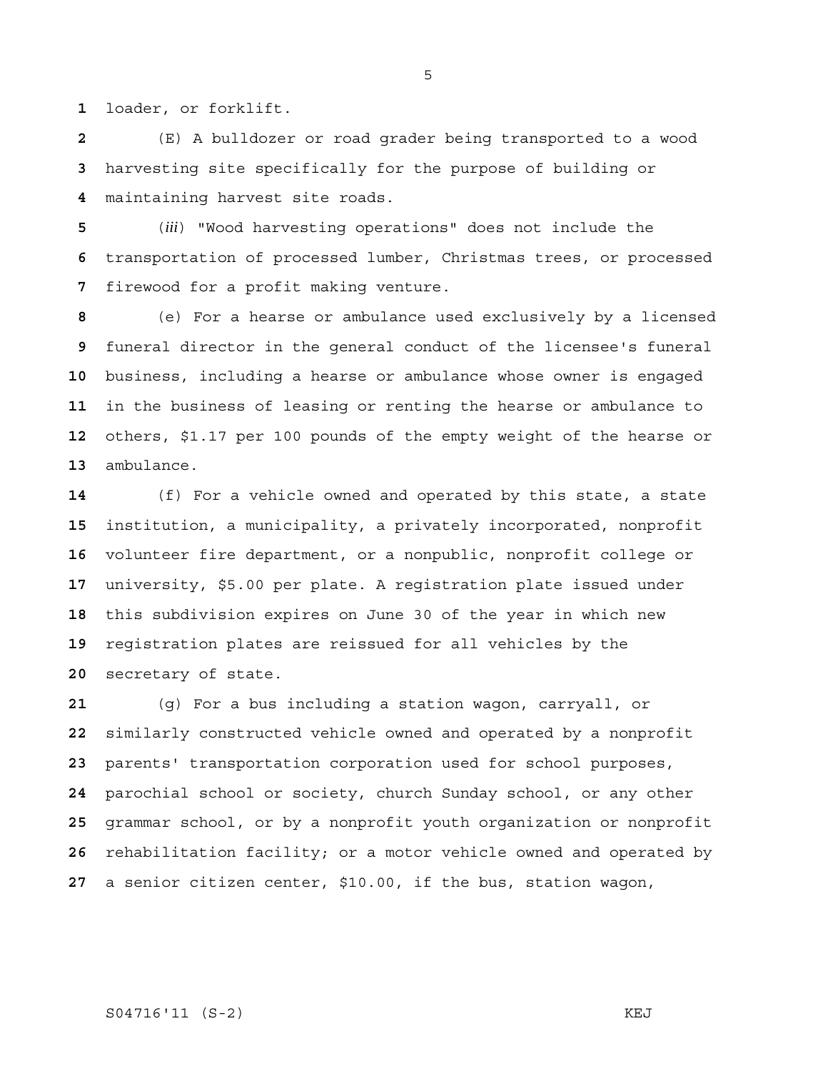loader, or forklift.

(E) A bulldozer or road grader being transported to a wood harvesting site specifically for the purpose of building or maintaining harvest site roads.

(*iii*) "Wood harvesting operations" does not include the transportation of processed lumber, Christmas trees, or processed firewood for a profit making venture.

(e) For a hearse or ambulance used exclusively by a licensed funeral director in the general conduct of the licensee's funeral business, including a hearse or ambulance whose owner is engaged in the business of leasing or renting the hearse or ambulance to others, $1.17 per 100 pounds of the empty weight of the hearse or ambulance.

(f) For a vehicle owned and operated by this state, a state institution, a municipality, a privately incorporated, nonprofit volunteer fire department, or a nonpublic, nonprofit college or university, $5.00 per plate. A registration plate issued under this subdivision expires on June 30 of the year in which new registration plates are reissued for all vehicles by the secretary of state.

(g) For a bus including a station wagon, carryall, or similarly constructed vehicle owned and operated by a nonprofit parents' transportation corporation used for school purposes, parochial school or society, church Sunday school, or any other grammar school, or by a nonprofit youth organization or nonprofit rehabilitation facility; or a motor vehicle owned and operated by a senior citizen center, $10.00, if the bus, station wagon,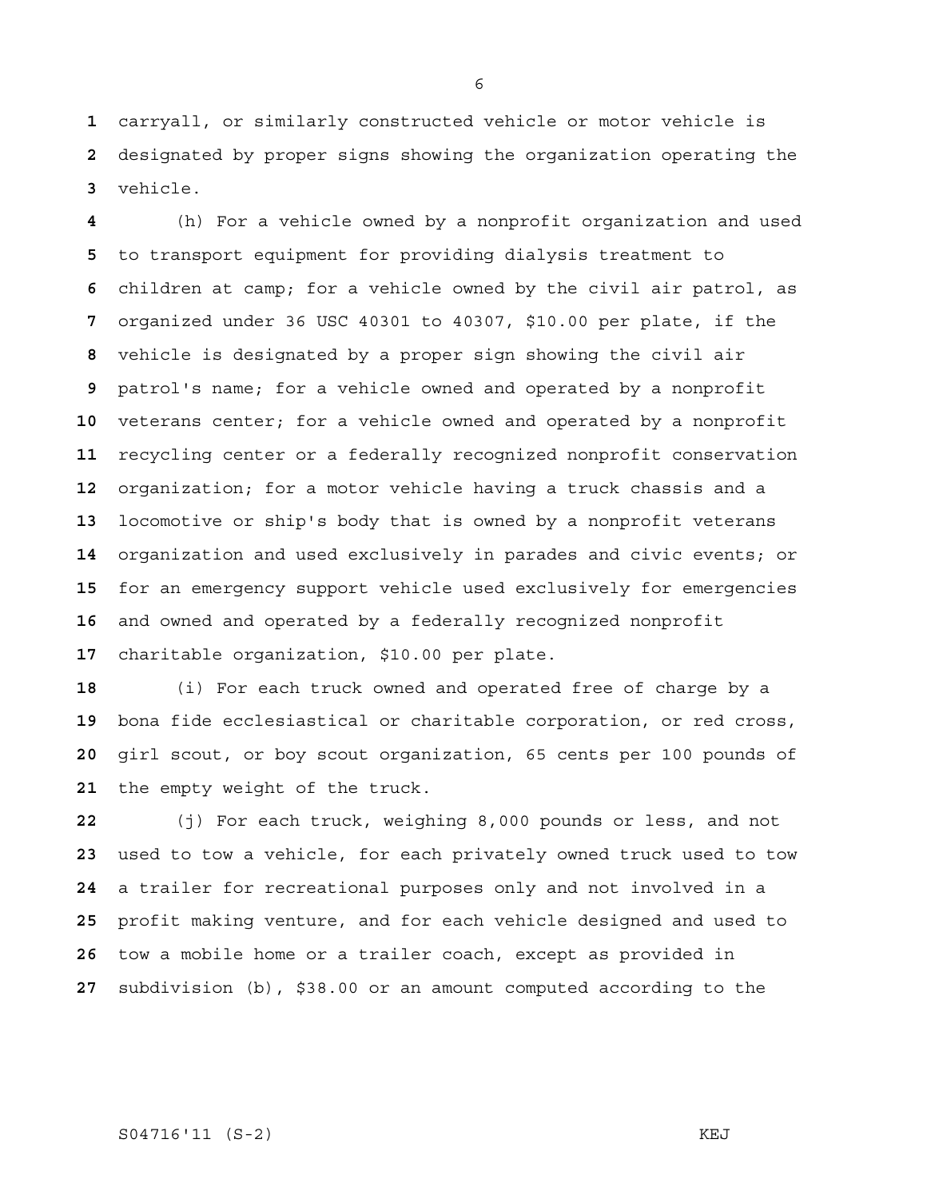carryall, or similarly constructed vehicle or motor vehicle is designated by proper signs showing the organization operating the vehicle.

(h) For a vehicle owned by a nonprofit organization and used to transport equipment for providing dialysis treatment to children at camp; for a vehicle owned by the civil air patrol, as organized under 36 USC 40301 to 40307, $10.00 per plate, if the vehicle is designated by a proper sign showing the civil air patrol's name; for a vehicle owned and operated by a nonprofit veterans center; for a vehicle owned and operated by a nonprofit recycling center or a federally recognized nonprofit conservation organization; for a motor vehicle having a truck chassis and a locomotive or ship's body that is owned by a nonprofit veterans organization and used exclusively in parades and civic events; or for an emergency support vehicle used exclusively for emergencies and owned and operated by a federally recognized nonprofit charitable organization, $10.00 per plate.

(i) For each truck owned and operated free of charge by a bona fide ecclesiastical or charitable corporation, or red cross, girl scout, or boy scout organization, 65 cents per 100 pounds of the empty weight of the truck.

(j) For each truck, weighing 8,000 pounds or less, and not used to tow a vehicle, for each privately owned truck used to tow a trailer for recreational purposes only and not involved in a profit making venture, and for each vehicle designed and used to tow a mobile home or a trailer coach, except as provided in subdivision (b), $38.00 or an amount computed according to the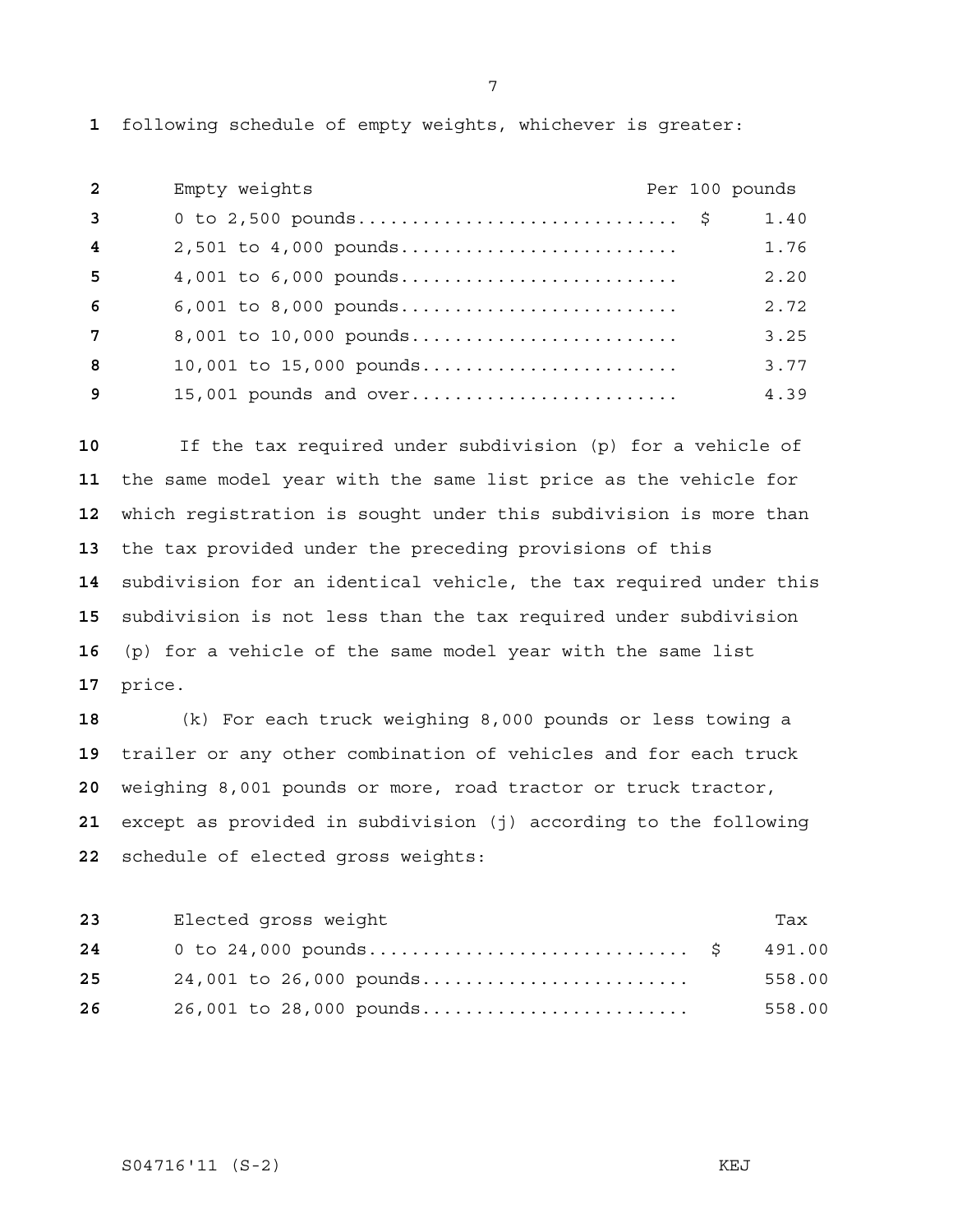following schedule of empty weights, whichever is greater:

| Empty weights | Per 100 pounds |
|---|---|
| 0 to 2,500 pounds............................ | $ 1.40 |
| 2,501 to 4,000 pounds......................... | 1.76 |
| 4,001 to 6,000 pounds......................... | 2.20 |
| 6,001 to 8,000 pounds......................... | 2.72 |
| 8,001 to 10,000 pounds........................ | 3.25 |
| 10,001 to 15,000 pounds....................... | 3.77 |
| 15,001 pounds and over........................ | 4.39 |

If the tax required under subdivision (p) for a vehicle of the same model year with the same list price as the vehicle for which registration is sought under this subdivision is more than the tax provided under the preceding provisions of this subdivision for an identical vehicle, the tax required under this subdivision is not less than the tax required under subdivision (p) for a vehicle of the same model year with the same list price.

(k) For each truck weighing 8,000 pounds or less towing a trailer or any other combination of vehicles and for each truck weighing 8,001 pounds or more, road tractor or truck tractor, except as provided in subdivision (j) according to the following schedule of elected gross weights:

| Elected gross weight | Tax |
|---|---|
| 0 to 24,000 pounds............................ | $ 491.00 |
| 24,001 to 26,000 pounds....................... | 558.00 |
| 26,001 to 28,000 pounds....................... | 558.00 |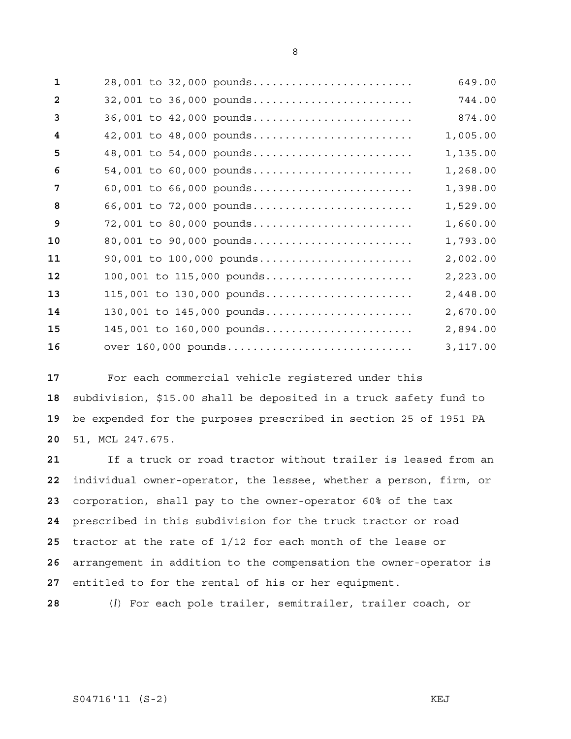| Weight | Tax |
|---|---|
| 28,001 to 32,000 pounds | 649.00 |
| 32,001 to 36,000 pounds | 744.00 |
| 36,001 to 42,000 pounds | 874.00 |
| 42,001 to 48,000 pounds | 1,005.00 |
| 48,001 to 54,000 pounds | 1,135.00 |
| 54,001 to 60,000 pounds | 1,268.00 |
| 60,001 to 66,000 pounds | 1,398.00 |
| 66,001 to 72,000 pounds | 1,529.00 |
| 72,001 to 80,000 pounds | 1,660.00 |
| 80,001 to 90,000 pounds | 1,793.00 |
| 90,001 to 100,000 pounds | 2,002.00 |
| 100,001 to 115,000 pounds | 2,223.00 |
| 115,001 to 130,000 pounds | 2,448.00 |
| 130,001 to 145,000 pounds | 2,670.00 |
| 145,001 to 160,000 pounds | 2,894.00 |
| over 160,000 pounds | 3,117.00 |

For each commercial vehicle registered under this subdivision, $15.00 shall be deposited in a truck safety fund to be expended for the purposes prescribed in section 25 of 1951 PA 51, MCL 247.675.

If a truck or road tractor without trailer is leased from an individual owner-operator, the lessee, whether a person, firm, or corporation, shall pay to the owner-operator 60% of the tax prescribed in this subdivision for the truck tractor or road tractor at the rate of 1/12 for each month of the lease or arrangement in addition to the compensation the owner-operator is entitled to for the rental of his or her equipment.

(*l*) For each pole trailer, semitrailer, trailer coach, or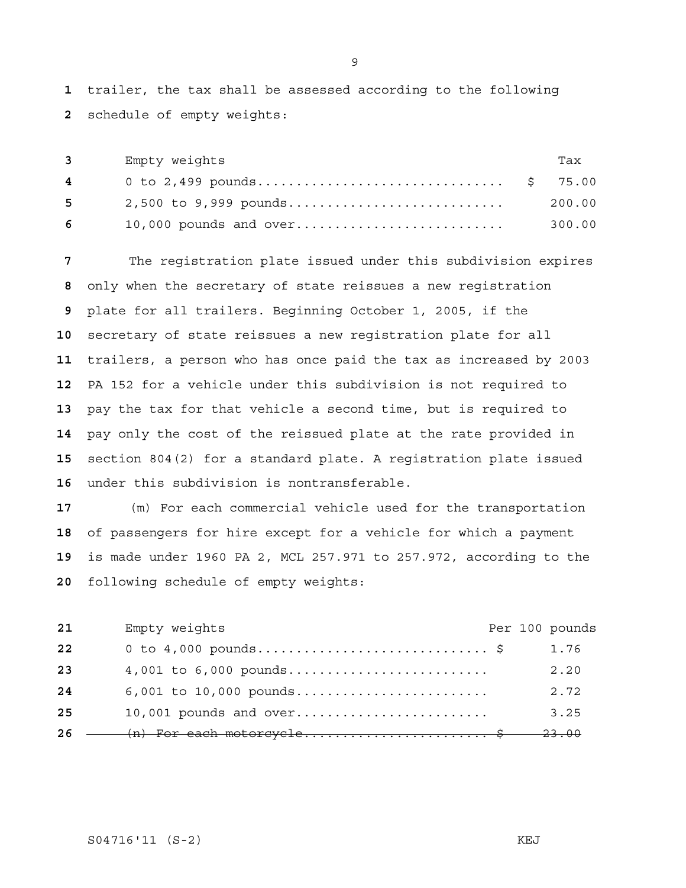trailer, the tax shall be assessed according to the following schedule of empty weights:

| Empty weights | Tax |
| --- | --- |
| 0 to 2,499 pounds.............................. | $ 75.00 |
| 2,500 to 9,999 pounds.......................... | 200.00 |
| 10,000 pounds and over......................... | 300.00 |

The registration plate issued under this subdivision expires only when the secretary of state reissues a new registration plate for all trailers. Beginning October 1, 2005, if the secretary of state reissues a new registration plate for all trailers, a person who has once paid the tax as increased by 2003 PA 152 for a vehicle under this subdivision is not required to pay the tax for that vehicle a second time, but is required to pay only the cost of the reissued plate at the rate provided in section 804(2) for a standard plate. A registration plate issued under this subdivision is nontransferable.

(m) For each commercial vehicle used for the transportation of passengers for hire except for a vehicle for which a payment is made under 1960 PA 2, MCL 257.971 to 257.972, according to the following schedule of empty weights:

| Empty weights | Per 100 pounds |
| --- | --- |
| 0 to 4,000 pounds............................ | $ 1.76 |
| 4,001 to 6,000 pounds........................ | 2.20 |
| 6,001 to 10,000 pounds....................... | 2.72 |
| 10,001 pounds and over....................... | 3.25 |

~~(n) For each motorcycle....................... $ 23.00~~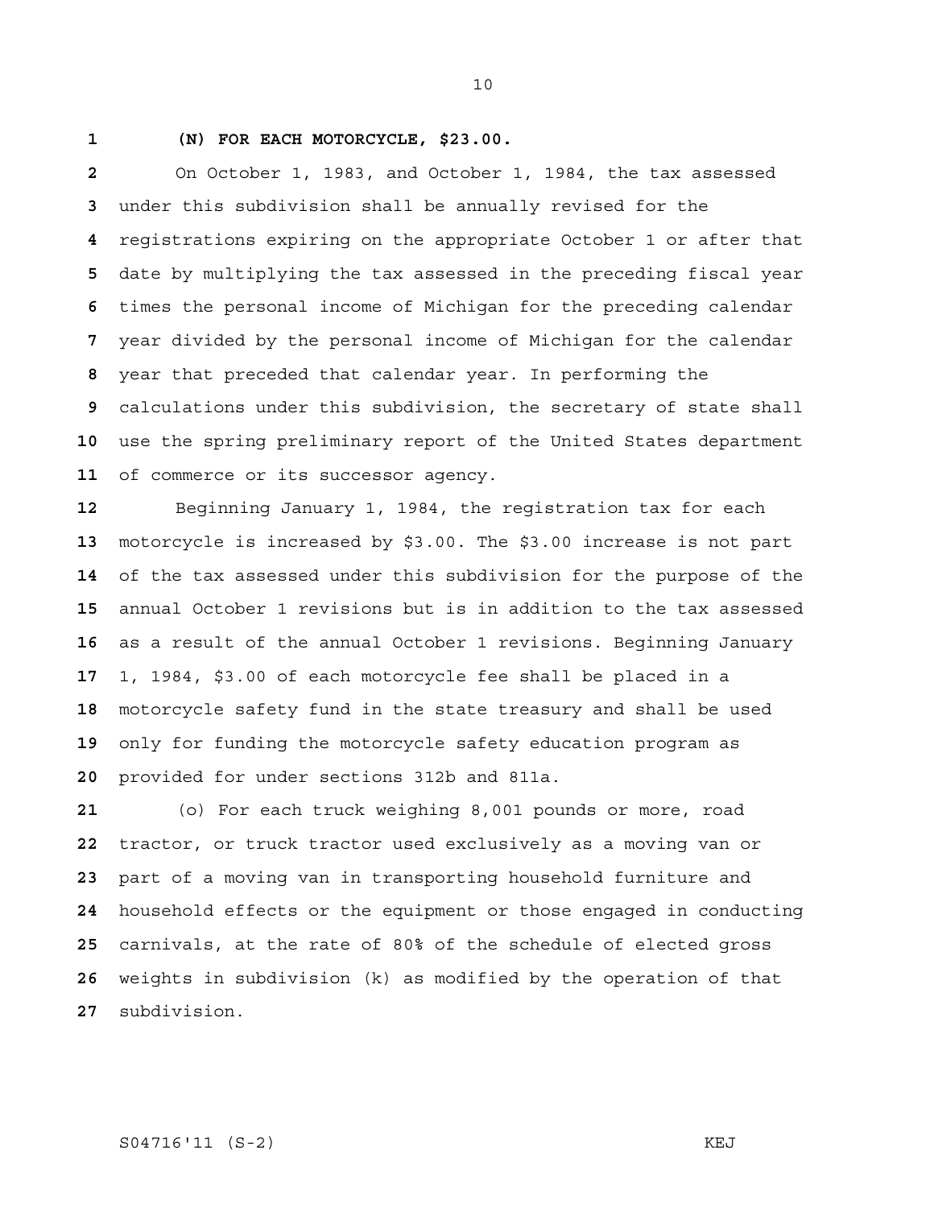**(N) FOR EACH MOTORCYCLE, $23.00.**

On October 1, 1983, and October 1, 1984, the tax assessed under this subdivision shall be annually revised for the registrations expiring on the appropriate October 1 or after that date by multiplying the tax assessed in the preceding fiscal year times the personal income of Michigan for the preceding calendar year divided by the personal income of Michigan for the calendar year that preceded that calendar year. In performing the calculations under this subdivision, the secretary of state shall use the spring preliminary report of the United States department of commerce or its successor agency.

Beginning January 1, 1984, the registration tax for each motorcycle is increased by $3.00. The $3.00 increase is not part of the tax assessed under this subdivision for the purpose of the annual October 1 revisions but is in addition to the tax assessed as a result of the annual October 1 revisions. Beginning January 1, 1984, $3.00 of each motorcycle fee shall be placed in a motorcycle safety fund in the state treasury and shall be used only for funding the motorcycle safety education program as provided for under sections 312b and 811a.

(o) For each truck weighing 8,001 pounds or more, road tractor, or truck tractor used exclusively as a moving van or part of a moving van in transporting household furniture and household effects or the equipment or those engaged in conducting carnivals, at the rate of 80% of the schedule of elected gross weights in subdivision (k) as modified by the operation of that subdivision.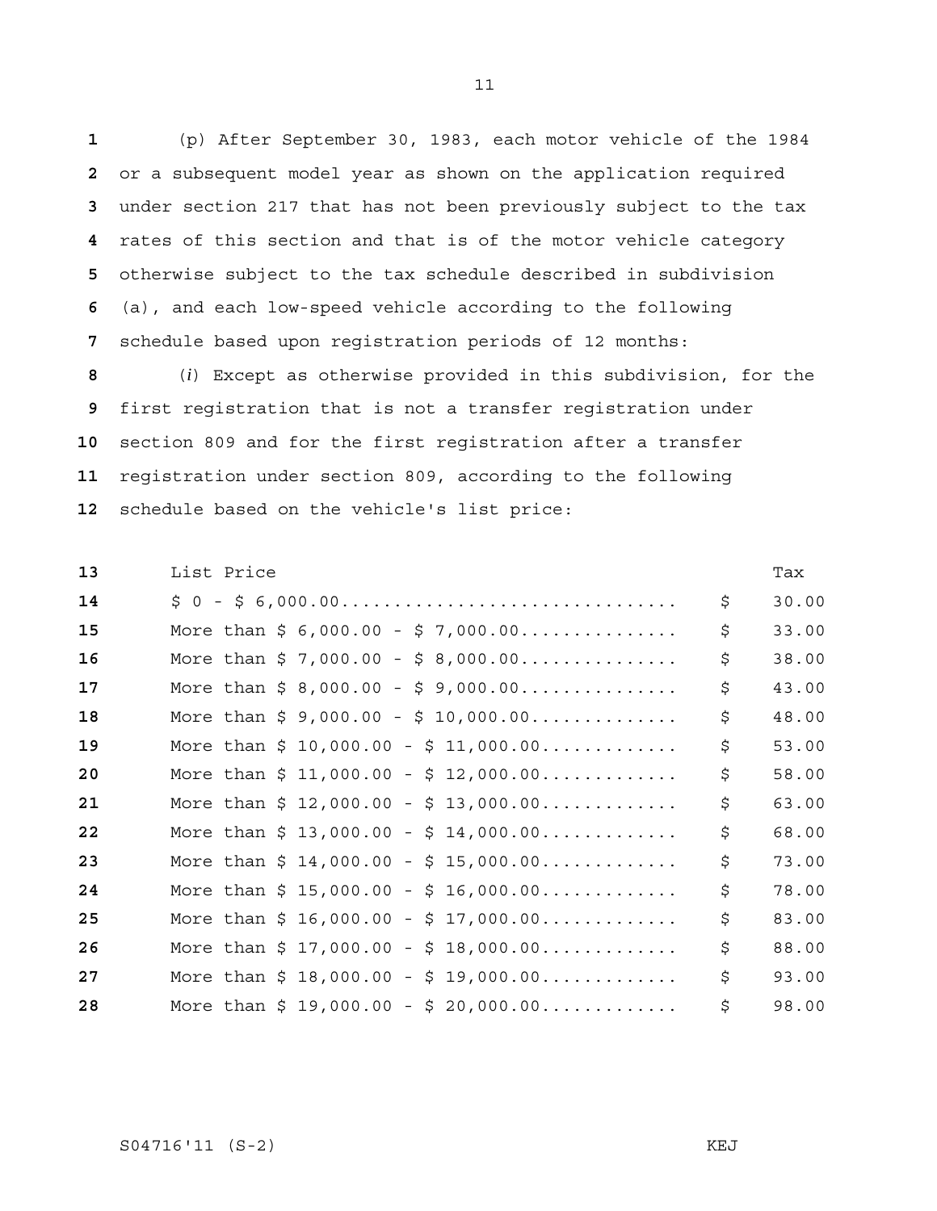(p) After September 30, 1983, each motor vehicle of the 1984 or a subsequent model year as shown on the application required under section 217 that has not been previously subject to the tax rates of this section and that is of the motor vehicle category otherwise subject to the tax schedule described in subdivision (a), and each low-speed vehicle according to the following schedule based upon registration periods of 12 months:

(*i*) Except as otherwise provided in this subdivision, for the first registration that is not a transfer registration under section 809 and for the first registration after a transfer registration under section 809, according to the following schedule based on the vehicle's list price:

| List Price | Tax |
|---|---|
| $ 0 - $ 6,000.00 | $ 30.00 |
| More than $ 6,000.00 - $ 7,000.00 | $ 33.00 |
| More than $ 7,000.00 - $ 8,000.00 | $ 38.00 |
| More than $ 8,000.00 - $ 9,000.00 | $ 43.00 |
| More than $ 9,000.00 - $ 10,000.00 | $ 48.00 |
| More than $ 10,000.00 - $ 11,000.00 | $ 53.00 |
| More than $ 11,000.00 - $ 12,000.00 | $ 58.00 |
| More than $ 12,000.00 - $ 13,000.00 | $ 63.00 |
| More than $ 13,000.00 - $ 14,000.00 | $ 68.00 |
| More than $ 14,000.00 - $ 15,000.00 | $ 73.00 |
| More than $ 15,000.00 - $ 16,000.00 | $ 78.00 |
| More than $ 16,000.00 - $ 17,000.00 | $ 83.00 |
| More than $ 17,000.00 - $ 18,000.00 | $ 88.00 |
| More than $ 18,000.00 - $ 19,000.00 | $ 93.00 |
| More than $ 19,000.00 - $ 20,000.00 | $ 98.00 |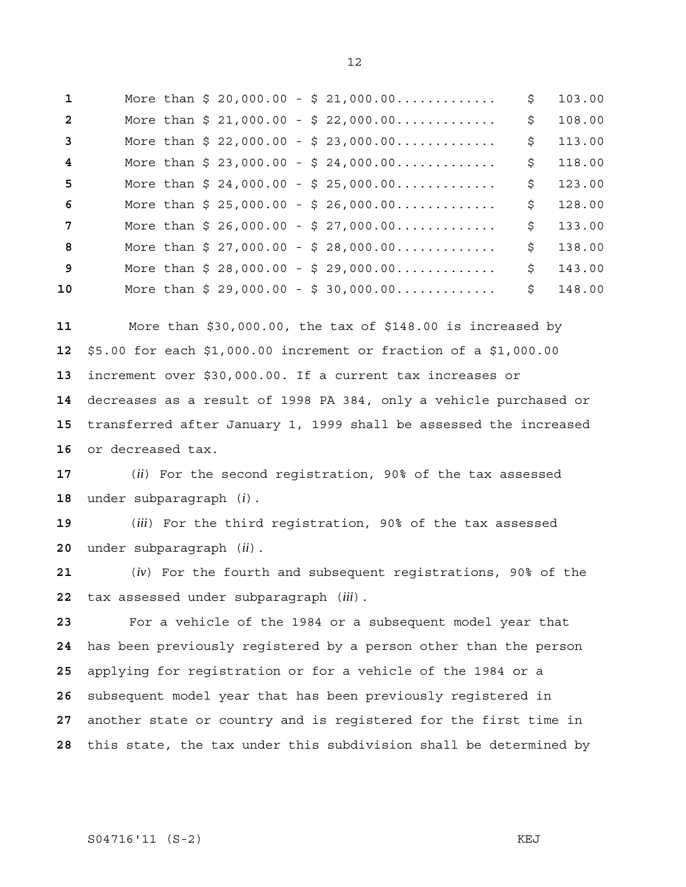| | |
|---|---|
| More than $ 20,000.00 - $ 21,000.00............ | $ 103.00 |
| More than $ 21,000.00 - $ 22,000.00............ | $ 108.00 |
| More than $ 22,000.00 - $ 23,000.00............ | $ 113.00 |
| More than $ 23,000.00 - $ 24,000.00............ | $ 118.00 |
| More than $ 24,000.00 - $ 25,000.00............ | $ 123.00 |
| More than $ 25,000.00 - $ 26,000.00............ | $ 128.00 |
| More than $ 26,000.00 - $ 27,000.00............ | $ 133.00 |
| More than $ 27,000.00 - $ 28,000.00............ | $ 138.00 |
| More than $ 28,000.00 - $ 29,000.00............ | $ 143.00 |
| More than $ 29,000.00 - $ 30,000.00............ | $ 148.00 |

More than $30,000.00, the tax of $148.00 is increased by $5.00 for each $1,000.00 increment or fraction of a $1,000.00 increment over $30,000.00. If a current tax increases or decreases as a result of 1998 PA 384, only a vehicle purchased or transferred after January 1, 1999 shall be assessed the increased or decreased tax.

(*ii*) For the second registration, 90% of the tax assessed under subparagraph (*i*).

(*iii*) For the third registration, 90% of the tax assessed under subparagraph (*ii*).

(*iv*) For the fourth and subsequent registrations, 90% of the tax assessed under subparagraph (*iii*).

For a vehicle of the 1984 or a subsequent model year that has been previously registered by a person other than the person applying for registration or for a vehicle of the 1984 or a subsequent model year that has been previously registered in another state or country and is registered for the first time in this state, the tax under this subdivision shall be determined by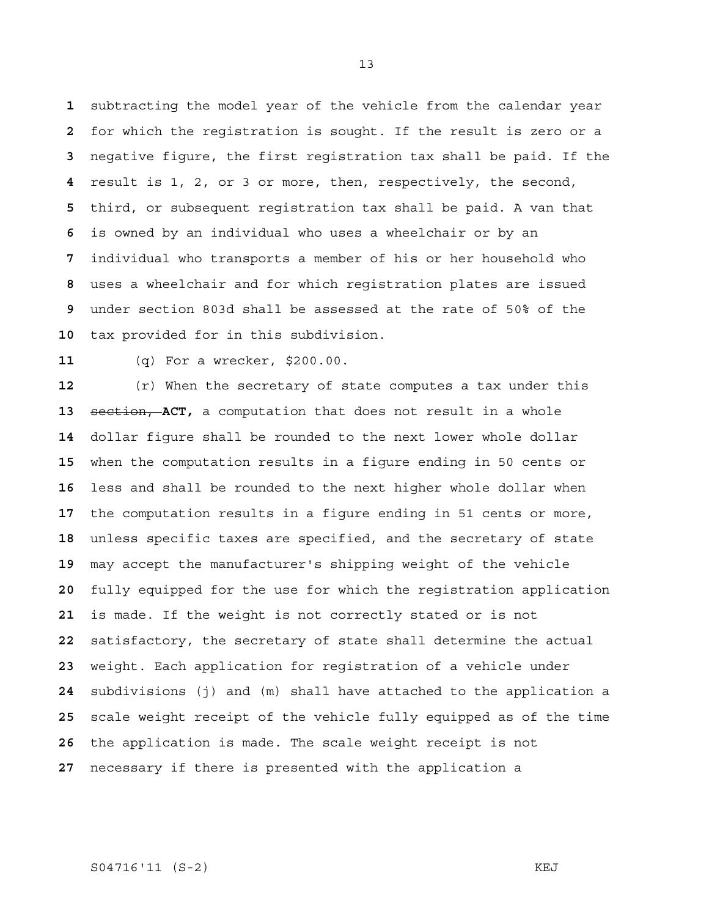subtracting the model year of the vehicle from the calendar year for which the registration is sought. If the result is zero or a negative figure, the first registration tax shall be paid. If the result is 1, 2, or 3 or more, then, respectively, the second, third, or subsequent registration tax shall be paid. A van that is owned by an individual who uses a wheelchair or by an individual who transports a member of his or her household who uses a wheelchair and for which registration plates are issued under section 803d shall be assessed at the rate of 50% of the tax provided for in this subdivision.

(q) For a wrecker, $200.00.

(r) When the secretary of state computes a tax under this ~~section,~~ **ACT,** a computation that does not result in a whole dollar figure shall be rounded to the next lower whole dollar when the computation results in a figure ending in 50 cents or less and shall be rounded to the next higher whole dollar when the computation results in a figure ending in 51 cents or more, unless specific taxes are specified, and the secretary of state may accept the manufacturer's shipping weight of the vehicle fully equipped for the use for which the registration application is made. If the weight is not correctly stated or is not satisfactory, the secretary of state shall determine the actual weight. Each application for registration of a vehicle under subdivisions (j) and (m) shall have attached to the application a scale weight receipt of the vehicle fully equipped as of the time the application is made. The scale weight receipt is not necessary if there is presented with the application a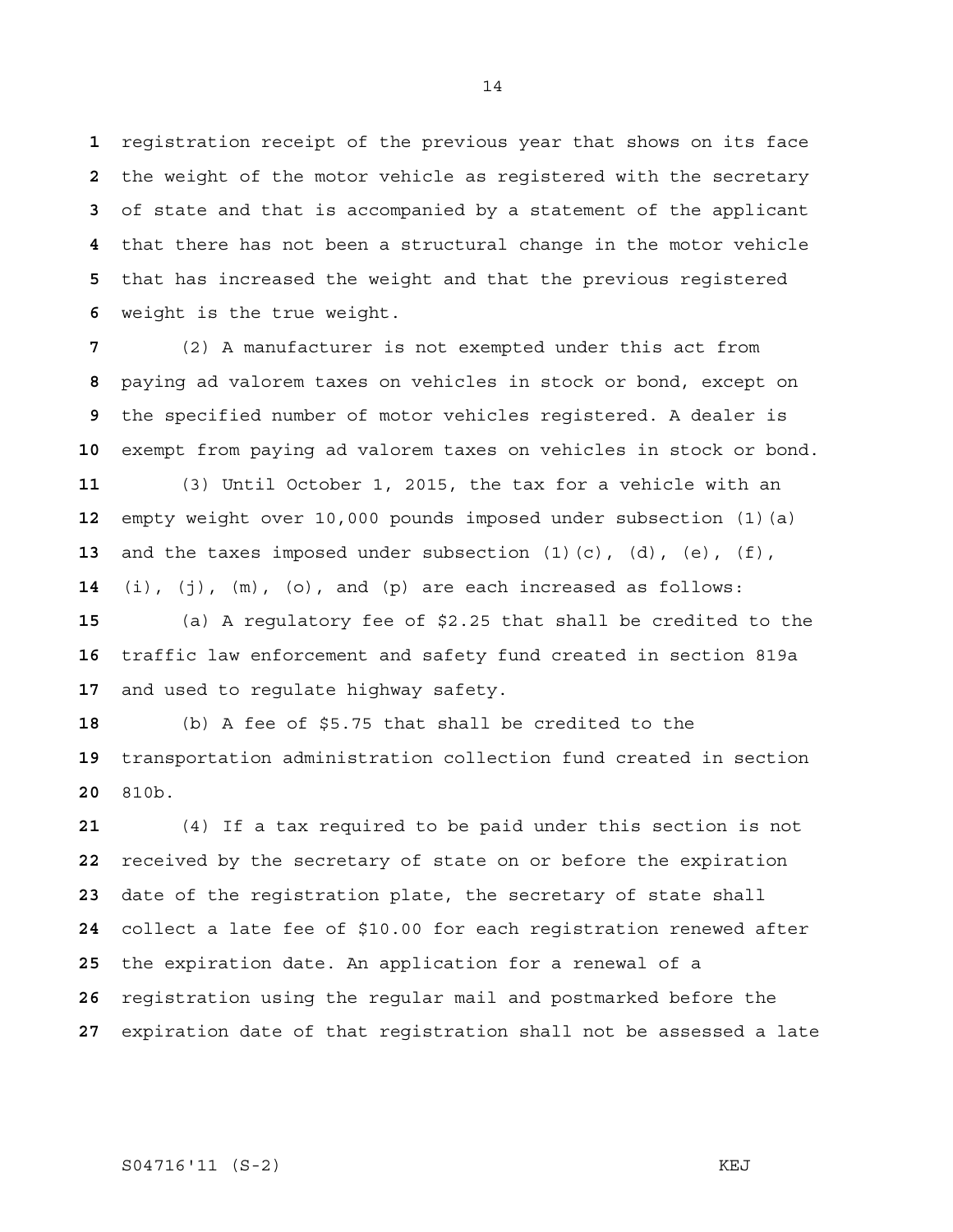registration receipt of the previous year that shows on its face the weight of the motor vehicle as registered with the secretary of state and that is accompanied by a statement of the applicant that there has not been a structural change in the motor vehicle that has increased the weight and that the previous registered weight is the true weight.

(2) A manufacturer is not exempted under this act from paying ad valorem taxes on vehicles in stock or bond, except on the specified number of motor vehicles registered. A dealer is exempt from paying ad valorem taxes on vehicles in stock or bond.

(3) Until October 1, 2015, the tax for a vehicle with an empty weight over 10,000 pounds imposed under subsection (1)(a) and the taxes imposed under subsection (1)(c), (d), (e), (f), (i), (j), (m), (o), and (p) are each increased as follows:

(a) A regulatory fee of $2.25 that shall be credited to the traffic law enforcement and safety fund created in section 819a and used to regulate highway safety.

(b) A fee of $5.75 that shall be credited to the transportation administration collection fund created in section 810b.

(4) If a tax required to be paid under this section is not received by the secretary of state on or before the expiration date of the registration plate, the secretary of state shall collect a late fee of $10.00 for each registration renewed after the expiration date. An application for a renewal of a registration using the regular mail and postmarked before the expiration date of that registration shall not be assessed a late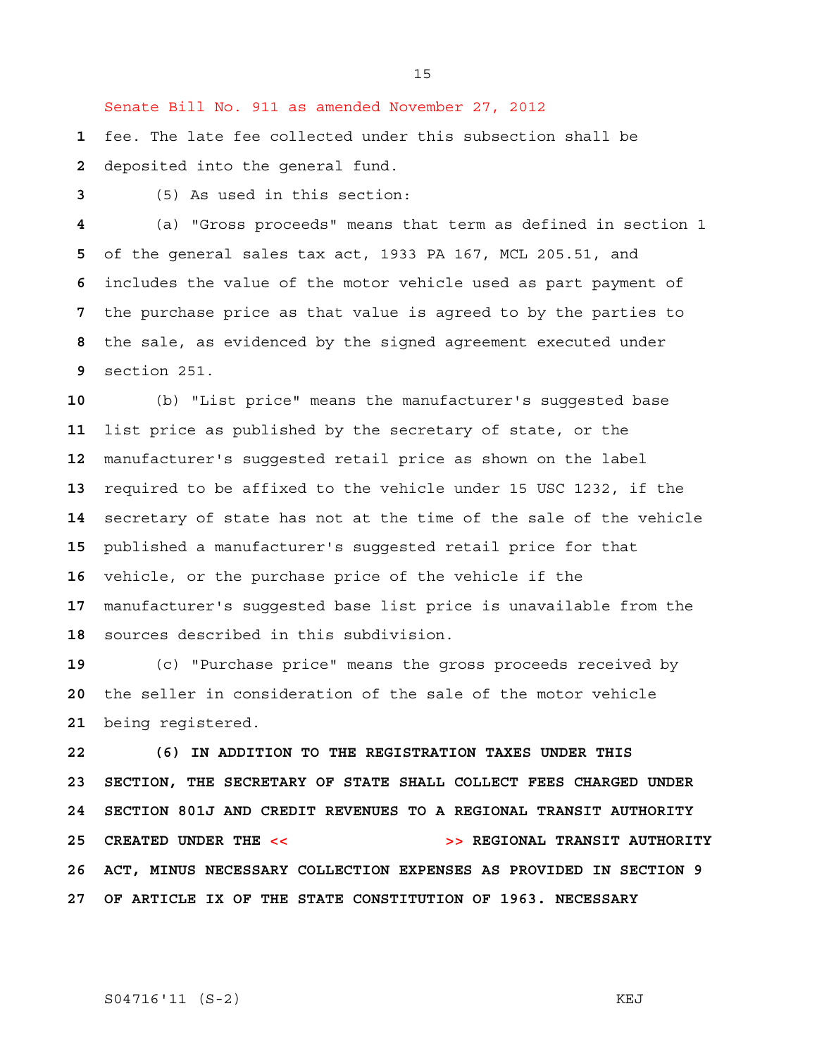Senate Bill No. 911 as amended November 27, 2012

fee. The late fee collected under this subsection shall be deposited into the general fund.

(5) As used in this section:

(a) "Gross proceeds" means that term as defined in section 1 of the general sales tax act, 1933 PA 167, MCL 205.51, and includes the value of the motor vehicle used as part payment of the purchase price as that value is agreed to by the parties to the sale, as evidenced by the signed agreement executed under section 251.

(b) "List price" means the manufacturer's suggested base list price as published by the secretary of state, or the manufacturer's suggested retail price as shown on the label required to be affixed to the vehicle under 15 USC 1232, if the secretary of state has not at the time of the sale of the vehicle published a manufacturer's suggested retail price for that vehicle, or the purchase price of the vehicle if the manufacturer's suggested base list price is unavailable from the sources described in this subdivision.

(c) "Purchase price" means the gross proceeds received by the seller in consideration of the sale of the motor vehicle being registered.

**(6) IN ADDITION TO THE REGISTRATION TAXES UNDER THIS SECTION, THE SECRETARY OF STATE SHALL COLLECT FEES CHARGED UNDER SECTION 801J AND CREDIT REVENUES TO A REGIONAL TRANSIT AUTHORITY CREATED UNDER THE << >> REGIONAL TRANSIT AUTHORITY ACT, MINUS NECESSARY COLLECTION EXPENSES AS PROVIDED IN SECTION 9 OF ARTICLE IX OF THE STATE CONSTITUTION OF 1963. NECESSARY**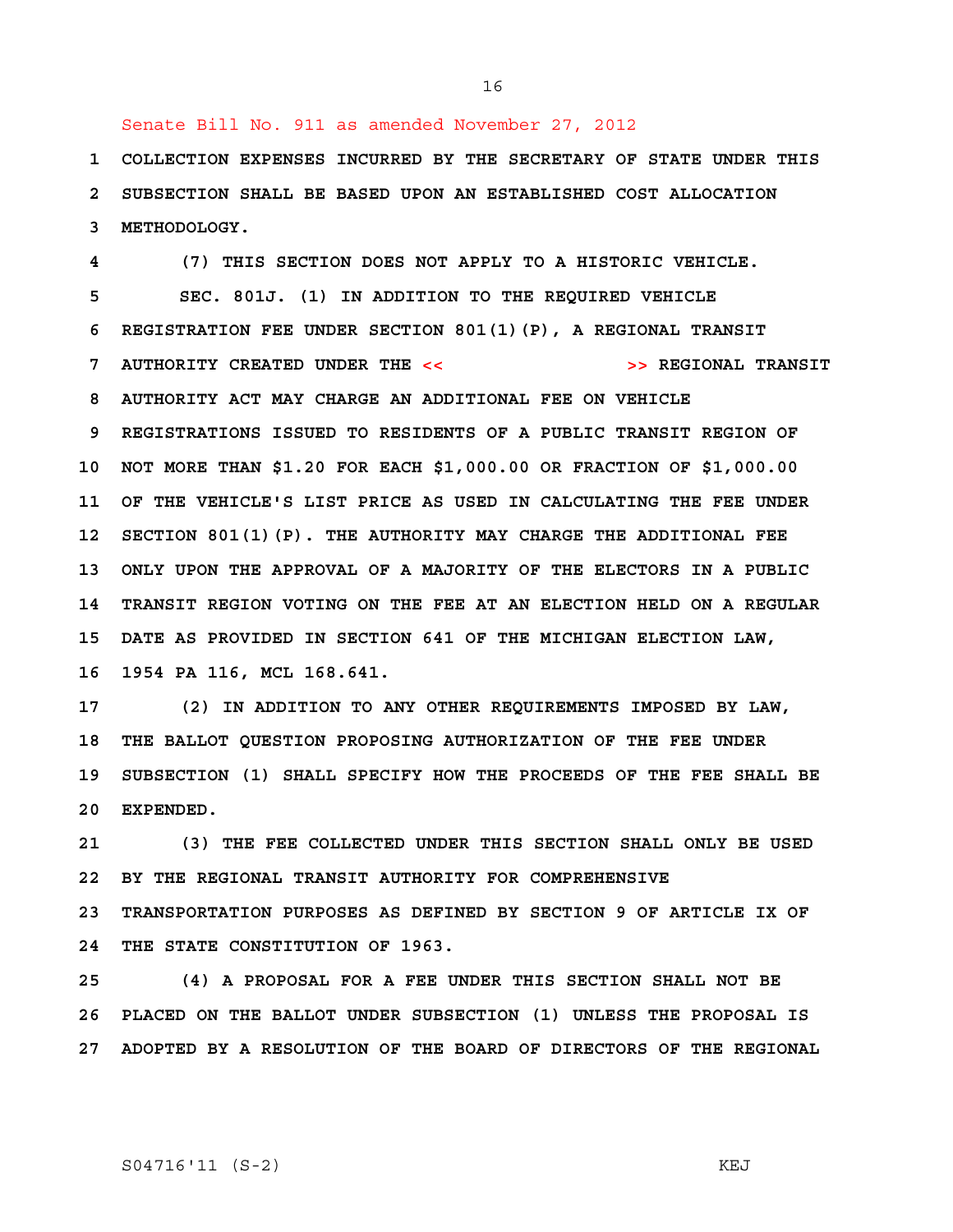Senate Bill No. 911 as amended November 27, 2012

1 COLLECTION EXPENSES INCURRED BY THE SECRETARY OF STATE UNDER THIS
2 SUBSECTION SHALL BE BASED UPON AN ESTABLISHED COST ALLOCATION
3 METHODOLOGY.

4 (7) THIS SECTION DOES NOT APPLY TO A HISTORIC VEHICLE.

5 SEC. 801J. (1) IN ADDITION TO THE REQUIRED VEHICLE
6 REGISTRATION FEE UNDER SECTION 801(1)(P), A REGIONAL TRANSIT
7 AUTHORITY CREATED UNDER THE << >> REGIONAL TRANSIT
8 AUTHORITY ACT MAY CHARGE AN ADDITIONAL FEE ON VEHICLE
9 REGISTRATIONS ISSUED TO RESIDENTS OF A PUBLIC TRANSIT REGION OF
10 NOT MORE THAN $1.20 FOR EACH $1,000.00 OR FRACTION OF $1,000.00
11 OF THE VEHICLE'S LIST PRICE AS USED IN CALCULATING THE FEE UNDER
12 SECTION 801(1)(P). THE AUTHORITY MAY CHARGE THE ADDITIONAL FEE
13 ONLY UPON THE APPROVAL OF A MAJORITY OF THE ELECTORS IN A PUBLIC
14 TRANSIT REGION VOTING ON THE FEE AT AN ELECTION HELD ON A REGULAR
15 DATE AS PROVIDED IN SECTION 641 OF THE MICHIGAN ELECTION LAW,
16 1954 PA 116, MCL 168.641.

17 (2) IN ADDITION TO ANY OTHER REQUIREMENTS IMPOSED BY LAW,
18 THE BALLOT QUESTION PROPOSING AUTHORIZATION OF THE FEE UNDER
19 SUBSECTION (1) SHALL SPECIFY HOW THE PROCEEDS OF THE FEE SHALL BE
20 EXPENDED.

21 (3) THE FEE COLLECTED UNDER THIS SECTION SHALL ONLY BE USED
22 BY THE REGIONAL TRANSIT AUTHORITY FOR COMPREHENSIVE
23 TRANSPORTATION PURPOSES AS DEFINED BY SECTION 9 OF ARTICLE IX OF
24 THE STATE CONSTITUTION OF 1963.

25 (4) A PROPOSAL FOR A FEE UNDER THIS SECTION SHALL NOT BE
26 PLACED ON THE BALLOT UNDER SUBSECTION (1) UNLESS THE PROPOSAL IS
27 ADOPTED BY A RESOLUTION OF THE BOARD OF DIRECTORS OF THE REGIONAL

S04716'11 (S-2) KEJ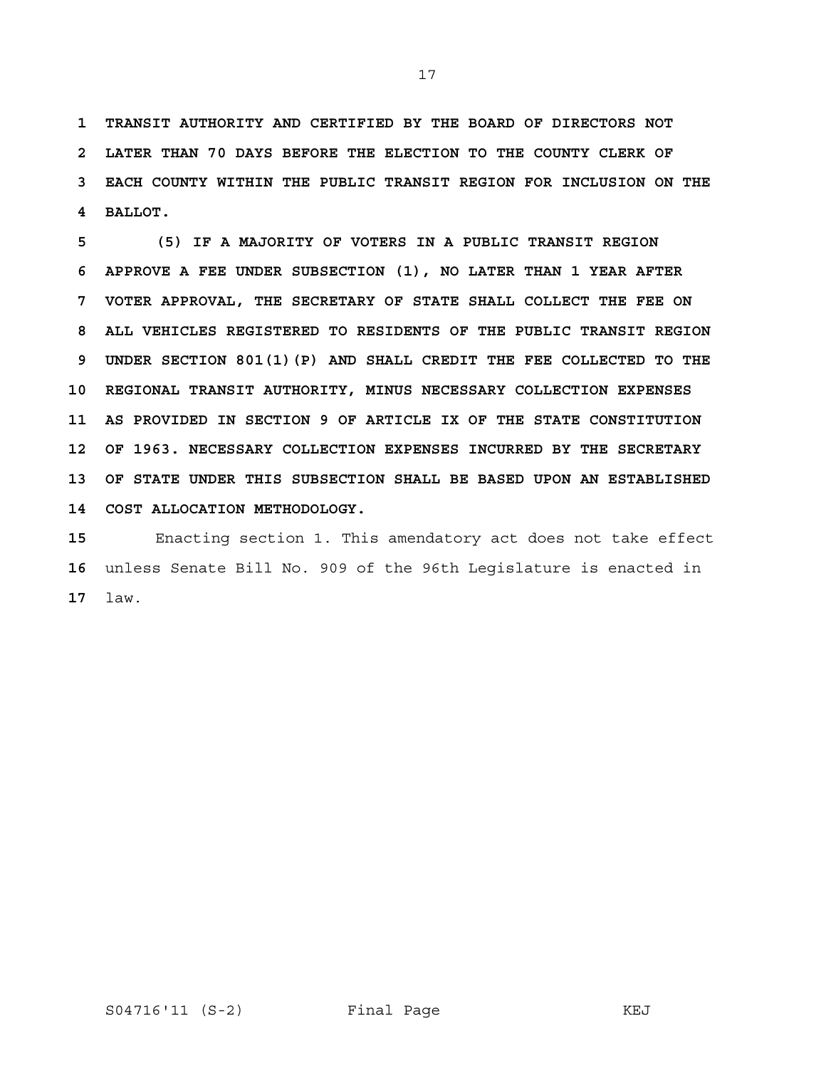**TRANSIT AUTHORITY AND CERTIFIED BY THE BOARD OF DIRECTORS NOT LATER THAN 70 DAYS BEFORE THE ELECTION TO THE COUNTY CLERK OF EACH COUNTY WITHIN THE PUBLIC TRANSIT REGION FOR INCLUSION ON THE BALLOT.**

**(5) IF A MAJORITY OF VOTERS IN A PUBLIC TRANSIT REGION APPROVE A FEE UNDER SUBSECTION (1), NO LATER THAN 1 YEAR AFTER VOTER APPROVAL, THE SECRETARY OF STATE SHALL COLLECT THE FEE ON ALL VEHICLES REGISTERED TO RESIDENTS OF THE PUBLIC TRANSIT REGION UNDER SECTION 801(1)(P) AND SHALL CREDIT THE FEE COLLECTED TO THE REGIONAL TRANSIT AUTHORITY, MINUS NECESSARY COLLECTION EXPENSES AS PROVIDED IN SECTION 9 OF ARTICLE IX OF THE STATE CONSTITUTION OF 1963. NECESSARY COLLECTION EXPENSES INCURRED BY THE SECRETARY OF STATE UNDER THIS SUBSECTION SHALL BE BASED UPON AN ESTABLISHED COST ALLOCATION METHODOLOGY.**

Enacting section 1. This amendatory act does not take effect unless Senate Bill No. 909 of the 96th Legislature is enacted in law.